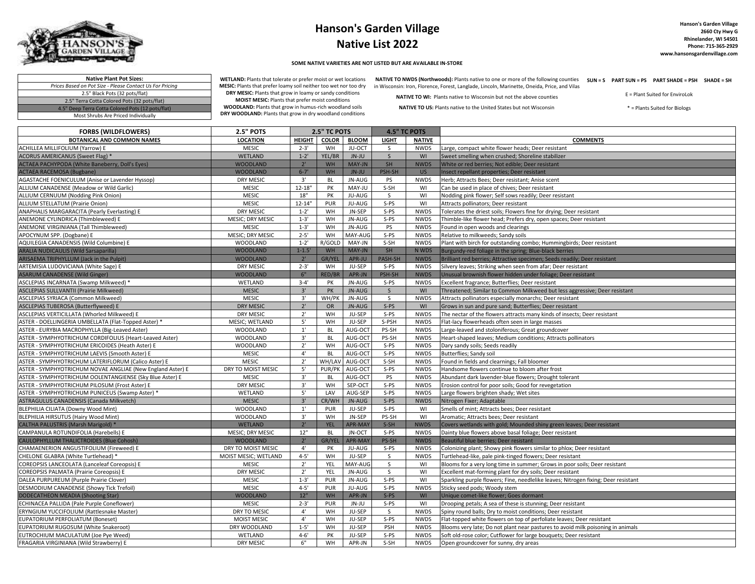# Hanson's Garden Village Native List 2022

**Hanson's Garden Village**
**2660 Cty Hwy G**
**Rhinelander, WI 54501**
**Phone: 715-365-2929**
**www.hansonsgardenvillage.com**

**SOME NATIVE VARIETIES ARE NOT LISTED BUT ARE AVAILABLE IN-STORE**

| Native Plant Pot Sizes: |
|---|
| *Prices Based on Pot Size - Please Contact Us For Pricing* |
| 2.5" Black Pots (32 pots/flat) |
| 2.5" Terra Cotta Colored Pots (32 pots/flat) |
| 4.5" Deep Terra Cotta Colored Pots (12 pots/flat) |
| Most Shrubs Are Priced Individually |

**WETLAND:** Plants that tolerate or prefer moist or wet locations
**MESIC:** Plants that prefer loamy soil neither too wet nor too dry
**DRY MESIC:** Plants that grow in loamy or sandy conditions
**MOIST MESIC:** Plants that prefer moist conditions
**WOODLAND:** Plants that grow in humus-rich woodland soils
**DRY WOODLAND:** Plants that grow in dry woodland conditions

**NATIVE TO NWDS (Northwoods):** Plants native to one or more of the following counties in Wisconsin: Iron, Florence, Forest, Langlade, Lincoln, Marinette, Oneida, Price, and Vilas
**NATIVE TO WI:** Plants native to Wisconsin but not the above counties
**NATIVE TO US:** Plants native to the United States but not Wisconsin

**SUN = S PART SUN = PS PART SHADE = PSH SHADE = SH**

E = Plant Suited for EnviroLok

* = Plants Suited for Biologs

| FORBS (WILDFLOWERS) | 2.5" POTS | 2.5" TC POTS | | | 4.5" TC POTS | | |
|---|---|---|---|---|---|---|---|
| **BOTANICAL AND COMMON NAMES** | **LOCATION** | **HEIGHT** | **COLOR** | **BLOOM** | **LIGHT** | **NATIVE** | **COMMENTS** |
| ACHILLEA MILLIFOLIUM (Yarrow) E | MESIC | 2-3' | WH | JU-OCT | S | NWDS | Large, compact white flower heads; Deer resistant |
| ACORUS AMERICANUS (Sweet Flag) * | WETLAND | 1-2' | YEL/BR | JN-JU | S | WI | Sweet smelling when crushed; Shoreline stabilizer |
| ACTAEA PACHYPODA (White Baneberry, Doll's Eyes) | WOODLAND | 2' | WH | MAY-JN | SH | NWDS | White or red berries; Not edible; Deer resistant |
| ACTAEA RACEMOSA (Bugbane) | WOODLAND | 6-7' | WH | JN-JU | PSH-SH | US | Insect repellant properties; Deer resistant |
| AGASTACHE FOENICULUM (Anise or Lavender Hyssop) | DRY MESIC | 3' | BL | JN-AUG | PS | NWDS | Herb; Attracts Bees; Deer resistant; Anise scent |
| ALLIUM CANADENSE (Meadow or Wild Garlic) | MESIC | 12-18" | PK | MAY-JU | S-SH | WI | Can be used in place of chives; Deer resistant |
| ALLIUM CERNUUM (Nodding Pink Onion) | MESIC | 18" | PK | JU-AUG | S | WI | Nodding pink flower; Self sows readily; Deer resistant |
| ALLIUM STELLATUM (Prairie Onion) | MESIC | 12-14" | PUR | JU-AUG | S-PS | WI | Attracts pollinators; Deer resistant |
| ANAPHALIS MARGARACITA (Pearly Everlasting) E | DRY MESIC | 1-2' | WH | JN-SEP | S-PS | NWDS | Tolerates the driest soils; Flowers fine for drying; Deer resistant |
| ANEMONE CYLINDRICA (Thimbleweed) E | MESIC; DRY MESIC | 1-3' | WH | JN-AUG | S-PS | NWDS | Thimble-like flower head; Prefers dry, open spaces; Deer resistant |
| ANEMONE VIRGINIANA (Tall Thimbleweed) | MESIC | 1-3' | WH | JN-AUG | PS | NWDS | Found in open woods and clearings |
| APOCYNUM SPP. (Dogbane) E | MESIC; DRY MESIC | 2-5' | WH | MAY-AUG | S-PS | NWDS | Relative to milkweeds; Sandy soils |
| AQUILEGIA CANADENSIS (Wild Columbine) E | WOODLAND | 1-2' | R/GOLD | MAY-JN | S-SH | NWDS | Plant with birch for outstanding combo; Hummingbirds; Deer resistant |
| ARALIA NUDICAULIS (Wild Sarsaparilla) | WOODLAND | 1-1.5' | WH | MAY-JN | SH | N WDS | Burgundy-red foliage in the spring; Blue-black berries |
| ARISAEMA TRIPHYLLUM (Jack in the Pulpit) | WOODLAND | 2' | GR/YEL | APR-JU | PASH-SH | NWDS | Brilliant red berries; Attractive specimen; Seeds readily; Deer resistant |
| ARTEMISIA LUDOVICIANA (White Sage) E | DRY MESIC | 2-3' | WH | JU-SEP | S-PS | NWDS | Silvery leaves; Striking when seen from afar; Deer resistant |
| ASARUM CANADENSE (Wild Ginger) | WOODLAND | 6" | RED/BR | APR-JN | PSH-SH | NWDS | Unusual brownish flower hidden under foliage; Deer resistant |
| ASCLEPIAS INCARNATA (Swamp Milkweed) * | WETLAND | 3-4' | PK | JN-AUG | S-PS | NWDS | Excellent fragrance; Butterflies; Deer resistant |
| ASCLEPIAS SULLVANTII (Prairie Milkweed) | MESIC | 3' | PK | JN-AUG | S | WI | Threatened; Similar to Common Milkweed but less aggressive; Deer resistant |
| ASCLEPIAS SYRIACA (Common Milkweed) | MESIC | 3' | WH/PK | JN-AUG | S | NWDS | Attracts pollinators especially monarchs; Deer resistant |
| ASCLEPIAS TUBEROSA (Butterflyweed) E | DRY MESIC | 2' | OR | JN-AUG | S-PS | WI | Grows in sun and pure sand; Butterflies; Deer resistant |
| ASCLEPIAS VERTICILLATA (Whorled Milkweed) E | DRY MESIC | 2' | WH | JU-SEP | S-PS | NWDS | The nectar of the flowers attracts many kinds of insects; Deer resistant |
| ASTER - DOELLINGERIA UMBELLATA (Flat-Topped Aster) * | MESIC; WETLAND | 5' | WH | JU-SEP | S-PSH | NWDS | Flat-lacy flowerheads often seen in large masses |
| ASTER - EURYBIA MACROPHYLLA (Big-Leaved Aster) | WOODLAND | 1' | BL | AUG-OCT | PS-SH | NWDS | Large-leaved and stoloniferous; Great groundcover |
| ASTER - SYMPHYOTRICHUM CORDIFOLIUS (Heart-Leaved Aster) | WOODLAND | 3' | BL | AUG-OCT | PS-SH | NWDS | Heart-shaped leaves; Medium conditions; Attracts pollinators |
| ASTER - SYMPHYOTRICHUM ERICOIDES (Heath Aster) E | WOODLAND | 2' | WH | AUG-OCT | S-PS | NWDS | Dary sandy soils; Seeds readily |
| ASTER - SYMPHYOTRICHUM LAEVIS (Smooth Aster) E | MESIC | 4' | BL | AUG-OCT | S-PS | NWDS | Butterflies; Sandy soil |
| ASTER - SYMPHYOTRICHUM LATERIFLORUM (Calico Aster) E | MESIC | 2' | WH/LAV | AUG-OCT | S-SH | NWDS | Found in fields and clearnings; Fall bloomer |
| ASTER - SYMPHYOTRICHUM NOVAE ANGLIAE (New England Aster) E | DRY TO MOIST MESIC | 5' | PUR/PK | AUG-OCT | S-PS | NWDS | Handsome flowers continue to bloom after frost |
| ASTER - SYMPHYOTRICHUM OOLENTANGIENSE (Sky Blue Aster) E | MESIC | 3' | BL | AUG-OCT | PS | NWDS | Abundant dark lavender-blue flowers; Drought tolerant |
| ASTER - SYMPHYOTRICHUM PILOSUM (Frost Aster) E | DRY MESIC | 3' | WH | SEP-OCT | S-PS | NWDS | Erosion control for poor soils; Good for revegetation |
| ASTER - SYMPHYOTRICHUM PUNICEUS (Swamp Aster) * | WETLAND | 5' | LAV | AUG-SEP | S-PS | NWDS | Large flowers brighten shady; Wet sites |
| ASTRAGULUS CANADENSIS (Canada Milkvetch) | MESIC | 3' | CR/WH | JN-AUG | S-PS | NWDS | Nitrogen Fixer; Adaptable |
| BLEPHILIA CILIATA (Downy Wood Mint) | WOODLAND | 1' | PUR | JU-SEP | S-PS | WI | Smells of mint; Attracts bees; Deer resistant |
| BLEPHILIA HIRSUTUS (Hairy Wood Mint) | WOODLAND | 3' | WH | JN-SEP | PS-SH | WI | Aromatic; Attracts bees; Deer resistant |
| CALTHA PALUSTRIS (Marsh Marigold) * | WETLAND | 2' | YEL | APR-MAY | S-SH | NWDS | Covers wetlands with gold; Mounded shiny green leaves; Deer resistant |
| CAMPANULA ROTUNDIFOLIA (Harebells) E | MESIC; DRY MESIC | 12" | BL | JN-OCT | S-PS | NWDS | Dainty blue flowers above basal foliage; Deer resistant |
| CAULOPHYLLUM THALICTROIDES (Blue Cohosh) | WOODLAND | 2' | GR/YEL | APR-MAY | PS-SH | NWDS | Beautiful blue berries; Deer resistant |
| CHAMAENERION ANGUSTIFOLIUM (Fireweed) E | DRY TO MOIST MESIC | 4' | PK | JU-AUG | S-PS | NWDS | Colonizing plant; Showy pink flowers similar to phlox; Deer resistant |
| CHELONE GLABRA (White Turtlehead) * | MOIST MESIC; WETLAND | 4-5' | WH | JU-SEP | S | NWDS | Turtlehead-like, pale pink-tinged flowers; Deer resistant |
| COREOPSIS LANCEOLATA (Lanceleaf Coreopsis) E | MESIC | 2' | YEL | MAY-AUG | S | WI | Blooms for a very long time in summer; Grows in poor soils; Deer resistant |
| COREOPSIS PALMATA (Prairie Coreopsis) E | DRY MESIC | 2' | YEL | JN-AUG | S | WI | Excellent mat-forming plant for dry soils; Deer resistant |
| DALEA PURPUREUM (Purple Prairie Clover) | MESIC | 1-3' | PUR | JN-AUG | S-PS | WI | Sparkling purple flowers; Needlelike leaves; Nitrogen fixing; Deer resistant |
| DESMODIUM CANADENSE (Showy Tick Trefoil) | MESIC | 4-5' | PUR | JU-AUG | S-PS | NWDS | Sticky seed pods; Woody stem |
| DODECATHEON MEADIA (Shooting Star) | WOODLAND | 12" | WH | APR-JN | S-PS | WI | Unique comet-like flower; Goes dormant |
| ECHINACEA PALLIDA (Pale Purple Coneflower) | MESIC | 2-3' | PUR | JN-JU | S-PS | WI | Drooping petals; A sea of these is stunning; Deer resistant |
| ERYNGIUM YUCCIFOLIUM (Rattlesnake Master) | DRY TO MESIC | 4' | WH | JU-SEP | S | NWDS | Spiny round balls; Dry to moist conditions; Deer resistant |
| EUPATORIUM PERFOLIATUM (Boneset) | MOIST MESIC | 4' | WH | JU-SEP | S-PS | NWDS | Flat-topped white flowers on top of perfoliate leaves; Deer resistant |
| EUPATORIUM RUGOSUM (White Snakeroot) | DRY WOODLAND | 1-5' | WH | JU-SEP | PSH | NWDS | Blooms very late; Do not plant near pastures to avoid milk poisoning in animals |
| EUTROCHIUM MACULATUM (Joe Pye Weed) | WETLAND | 4-6' | PK | JU-SEP | S-PS | NWDS | Soft old-rose color; Cutflower for large bouquets; Deer resistant |
| FRAGARIA VIRGINIANA (Wild Strawberry) E | DRY MESIC | 6" | WH | APR-JN | S-SH | NWDS | Open groundcover for sunny, dry areas |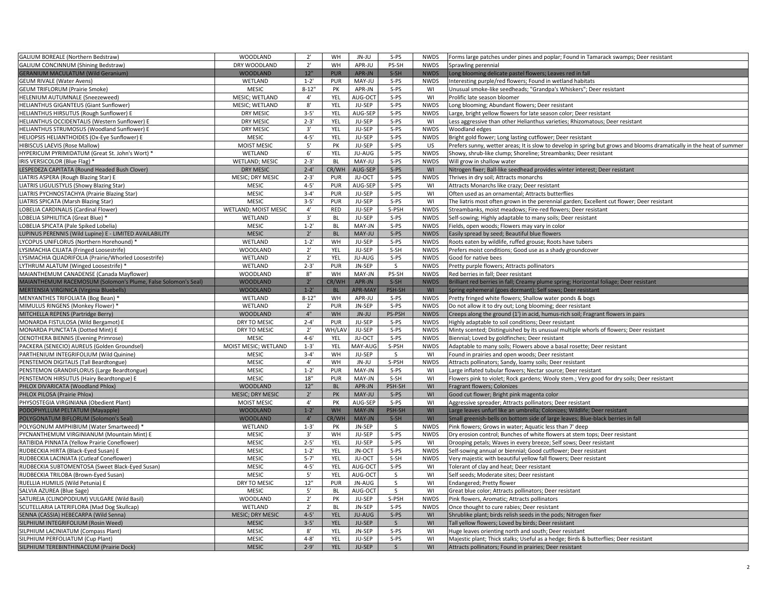| | | | | | | | |
|---|---|---|---|---|---|---|---|
| GALIUM BOREALE (Northern Bedstraw) | WOODLAND | 2' | WH | JN-JU | S-PS | NWDS | Forms large patches under pines and poplar; Found in Tamarack swamps; Deer resistant |
| GALIUM CONCINNUM (Shining Bedstraw) | DRY WOODLAND | 2' | WH | APR-JU | PS-SH | NWDS | Sprawling perennial |
| GERANIUM MACULATUM (Wild Geranium) | WOODLAND | 12" | PUR | APR-JN | S-SH | NWDS | Long blooming delicate pastel flowers; Leaves red in fall |
| GEUM RIVALE (Water Avens) | WETLAND | 1-2' | PUR | MAY-JU | S-PS | NWDS | Interesting purple/red flowers; Found in wetland habitats |
| GEUM TRIFLORUM (Prairie Smoke) | MESIC | 8-12" | PK | APR-JN | S-PS | WI | Unusual smoke-like seedheads; "Grandpa's Whiskers"; Deer resistant |
| HELENIUM AUTUMNALE (Sneezeweed) | MESIC; WETLAND | 4' | YEL | AUG-OCT | S-PS | WI | Prolific late season bloomer |
| HELIANTHUS GIGANTEUS (Giant Sunflower) | MESIC; WETLAND | 8' | YEL | JU-SEP | S-PS | NWDS | Long blooming; Abundant flowers; Deer resistant |
| HELIANTHUS HIRSUTUS (Rough Sunflower) E | DRY MESIC | 3-5' | YEL | AUG-SEP | S-PS | NWDS | Large, bright yellow flowers for late season color; Deer resistant |
| HELIANTHUS OCCIDENTALIS (Western Sunflower) E | DRY MESIC | 2-3' | YEL | JU-SEP | S-PS | WI | Less aggressive than other Helianthus varieties; Rhizomatous; Deer resistant |
| HELIANTHUS STRUMOSUS (Woodland Sunflower) E | DRY MESIC | 3' | YEL | JU-SEP | S-PS | NWDS | Woodland edges |
| HELIOPSIS HELIANTHOIDES (Ox-Eye Sunflower) E | MESIC | 4-5' | YEL | JU-SEP | S-PS | NWDS | Bright gold flower; Long lasting cutflower; Deer resistant |
| HIBISCUS LAEVIS (Rose Mallow) | MOIST MESIC | 5' | PK | JU-SEP | S-PS | US | Prefers sunny, wetter areas; It is slow to develop in spring but grows and blooms dramatically in the heat of summer |
| HYPERICUM PYRIMIDATUM (Great St. John's Wort) * | WETLAND | 6' | YEL | JU-AUG | S-PS | NWDS | Showy, shrub-like clump; Shoreline; Streambanks; Deer resistant |
| IRIS VERSICOLOR (Blue Flag) * | WETLAND; MESIC | 2-3' | BL | MAY-JU | S-PS | NWDS | Will grow in shallow water |
| LESPEDEZA CAPITATA (Round Headed Bush Clover) | DRY MESIC | 2-4' | CR/WH | AUG-SEP | S-PS | WI | Nitrogen fixer; Ball-like seedhead provides winter interest; Deer resistant |
| LIATRIS ASPERA (Rough Blazing Star) E | MESIC; DRY MESIC | 2-3' | PUR | JU-OCT | S-PS | NWDS | Thrives in dry soil; Attracts monarchs |
| LIATRIS LIGULISTYLIS (Showy Blazing Star) | MESIC | 4-5' | PUR | AUG-SEP | S-PS | WI | Attracts Monarchs like crazy; Deer resistant |
| LIATRIS PYCHNOSTACHYA (Prairie Blazing Star) | MESIC | 3-4' | PUR | JU-SEP | S-PS | WI | Often used as an ornamental; Attracts butterflies |
| LIATRIS SPICATA (Marsh Blazing Star) | MESIC | 3-5' | PUR | JU-SEP | S-PS | WI | The liatris most often grown in the perennial garden; Excellent cut flower; Deer resistant |
| LOBELIA CARDINALIS (Cardinal Flower) | WETLAND; MOIST MESIC | 4' | RED | JU-SEP | S-PSH | NWDS | Streambanks, moist meadows; Fire-red flowers; Deer resistant |
| LOBELIA SIPHILITICA (Great Blue) * | WETLAND | 3' | BL | JU-SEP | S-PS | NWDS | Self-sowing; Highly adaptable to many soils; Deer resistant |
| LOBELIA SPICATA (Pale Spiked Lobelia) | MESIC | 1-2' | BL | MAY-JN | S-PS | NWDS | Fields, open woods; Flowers may vary in color |
| LUPINUS PERENNIS (Wild Lupine) E - LIMITED AVAILABILITY | MESIC | 2' | BL | MAY-JU | S-PS | NWDS | Easily spread by seed; Beautiful blue flowers |
| LYCOPUS UNIFLORUS (Northern Horehound) * | WETLAND | 1-2' | WH | JU-SEP | S-PS | NWDS | Roots eaten by wildlife, ruffed grouse; Roots have tubers |
| LYSIMACHIA CILIATA (Fringed Loosestrife) | WOODLAND | 2' | YEL | JU-SEP | S-SH | NWDS | Prefers moist conditions; Good use as a shady groundcover |
| LYSIMACHIA QUADRIFOLIA (Prairie/Whorled Loosestrife) | WETLAND | 2' | YEL | JU-AUG | S-PS | NWDS | Good for native bees |
| LYTHRUM ALATUM (Winged Loosestrife) * | WETLAND | 2-3' | PUR | JN-SEP | S | NWDS | Pretty purple flowers; Attracts pollinators |
| MAIANTHEMUM CANADENSE (Canada Mayflower) | WOODLAND | 8" | WH | MAY-JN | PS-SH | NWDS | Red berries in fall; Deer resistant |
| MAIANTHEMUM RACEMOSUM (Solomon's Plume, False Solomon's Seal) | WOODLAND | 2' | CR/WH | APR-JN | S-SH | NWDS | Brilliant red berries in fall; Creamy plume spring; Horizontal foliage; Deer resistant |
| MERTENSIA VIRGINICA (Virginia Bluebells) | WOODLAND | 1-2' | BL | APR-MAY | PSH-SH | WI | Spring ephemeral (goes dormant); Self sows; Deer resistant |
| MENYANTHES TRIFOLIATA (Bog Bean) * | WETLAND | 8-12" | WH | APR-JU | S-PS | NWDS | Pretty fringed white flowers; Shallow water ponds & bogs |
| MIMULUS RINGENS (Monkey Flower) * | WETLAND | 2' | PUR | JN-SEP | S-PS | NWDS | Do not allow it to dry out; Long blooming; deer resistant |
| MITCHELLA REPENS (Partridge Berry) | WOODLAND | 4" | WH | JN-JU | PS-PSH | NWDS | Creeps along the ground (1') in acid, humus-rich soil; Fragrant flowers in pairs |
| MONARDA FISTULOSA (Wild Bergamot) E | DRY TO MESIC | 2-4' | PUR | JU-SEP | S-PS | NWDS | Highly adaptable to soil conditions; Deer resistant |
| MONARDA PUNCTATA (Dotted Mint) E | DRY TO MESIC | 2' | WH/LAV | JU-SEP | S-PS | NWDS | Minty scented; Distinguished by its unusual multiple whorls of flowers; Deer resistant |
| OENOTHERA BIENNIS (Evening Primrose) | MESIC | 4-6' | YEL | JU-OCT | S-PS | NWDS | Biennial; Loved by goldfinches; Deer resistant |
| PACKERA (SENECIO) AUREUS (Golden Groundsel) | MOIST MESIC; WETLAND | 1-3' | YEL | MAY-AUG | S-PSH | NWDS | Adaptable to many soils; Flowers above a basal rosette; Deer resistant |
| PARTHENIUM INTEGRIFOLIUM (Wild Quinine) | MESIC | 3-4' | WH | JU-SEP | S | WI | Found in prairies and open woods; Deer resistant |
| PENSTEMON DIGITALIS (Tall Beardtongue) | MESIC | 4' | WH | JN-JU | S-PSH | NWDS | Attracts pollinators; Sandy, loamy soils; Deer resistant |
| PENSTEMON GRANDIFLORUS (Large Beardtongue) | MESIC | 1-2' | PUR | MAY-JN | S-PS | WI | Large inflated tubular flowers; Nectar source; Deer resistant |
| PENSTEMON HIRSUTUS (Hairy Beardtongue) E | MESIC | 18" | PUR | MAY-JN | S-SH | WI | Flowers pink to violet; Rock gardens; Wooly stem.; Very good for dry soils; Deer resistant |
| PHLOX DIVARICATA (Woodland Phlox) | WOODLAND | 12" | BL | APR-JN | PSH-SH | WI | Fragrant flowers; Colonizes |
| PHLOX PILOSA (Prairie Phlox) | MESIC; DRY MESIC | 2' | PK | MAY-JU | S-PS | WI | Good cut flower; Bright pink magenta color |
| PHYSOSTEGIA VIRGINIANA (Obedient Plant) | MOIST MESIC | 4' | PK | AUG-SEP | S-PS | WI | Aggressive spreader; Attracts pollinators; Deer resistant |
| PODOPHYLLUM PELTATUM (Mayapple) | WOODLAND | 1-2' | WH | MAY-JN | PSH-SH | WI | Large leaves unfurl like an umbrella; Colonizes; Wildlife; Deer resistant |
| POLYGONATUM BIFLORUM (Solomon's Seal) | WOODLAND | 4' | CR/WH | MAY-JN | S-SH | WI | Small greenish-bells on bottom side of large leaves; Blue-black berries in fall |
| POLYGONUM AMPHIBIUM (Water Smartweed) * | WETLAND | 1-3' | PK | JN-SEP | S | NWDS | Pink flowers; Grows in water; Aquatic less than 7' deep |
| PYCNANTHEMUM VIRGINIANUM (Mountain Mint) E | MESIC | 3' | WH | JU-SEP | S-PS | NWDS | Dry erosion control; Bunches of white flowers at stem tops; Deer resistant |
| RATIBIDA PINNATA (Yellow Prairie Coneflower) | MESIC | 2-5' | YEL | JU-SEP | S-PS | WI | Drooping petals; Waves in every breeze; Self sows; Deer resistant |
| RUDBECKIA HIRTA (Black-Eyed Susan) E | MESIC | 1-2' | YEL | JN-OCT | S-PS | NWDS | Self-sowing annual or biennial; Good cutflower; Deer resistant |
| RUDBECKIA LACINIATA (Cutleaf Coneflower) | MESIC | 5-7' | YEL | JU-OCT | S-SH | NWDS | Very majestic with beautiful yellow fall flowers; Deer resistant |
| RUDBECKIA SUBTOMENTOSA (Sweet Black-Eyed Susan) | MESIC | 4-5' | YEL | AUG-OCT | S-PS | WI | Tolerant of clay and heat; Deer resistant |
| RUDBECKIA TRILOBA (Brown-Eyed Susan) | MESIC | 5' | YEL | AUG-OCT | S | WI | Self seeds; Moderate sites; Deer resistant |
| RUELLIA HUMILIS (Wild Petunia) E | DRY TO MESIC | 12" | PUR | JN-AUG | S | WI | Endangered; Pretty flower |
| SALVIA AZUREA (Blue Sage) | MESIC | 5' | BL | AUG-OCT | S | WI | Great blue color; Attracts pollinators; Deer resistant |
| SATUREJA (CLINOPODIUM) VULGARE (Wild Basil) | WOODLAND | 2' | PK | JU-SEP | S-PSH | NWDS | Pink flowers, Aromatic; Attracts pollinators |
| SCUTELLARIA LATERIFLORA (Mad Dog Skullcap) | WETLAND | 2' | BL | JN-SEP | S-PS | NWDS | Once thought to cure rabies; Deer resistant |
| SENNA (CASSIA) HEBECARPA (Wild Senna) | MESIC; DRY MESIC | 4-5' | YEL | JU-AUG | S-PS | WI | Shrublike plant; birds relish seeds in the pods; Nitrogen fixer |
| SILPHIUM INTEGRIFOLIUM (Rosin Weed) | MESIC | 3-5' | YEL | JU-SEP | S | WI | Tall yellow flowers; Loved by birds; Deer resistant |
| SILPHIUM LACINIATUM (Compass Plant) | MESIC | 8' | YEL | JN-SEP | S-PS | WI | Huge leaves orienting north and south; Deer resistant |
| SILPHIUM PERFOLIATUM (Cup Plant) | MESIC | 4-8' | YEL | JU-SEP | S-PS | WI | Majestic plant; Thick stalks; Useful as a hedge; Birds & butterflies; Deer resistant |
| SILPHIUM TEREBINTHINACEUM (Prairie Dock) | MESIC | 2-9' | YEL | JU-SEP | S | WI | Attracts pollinators; Found in prairies; Deer resistant |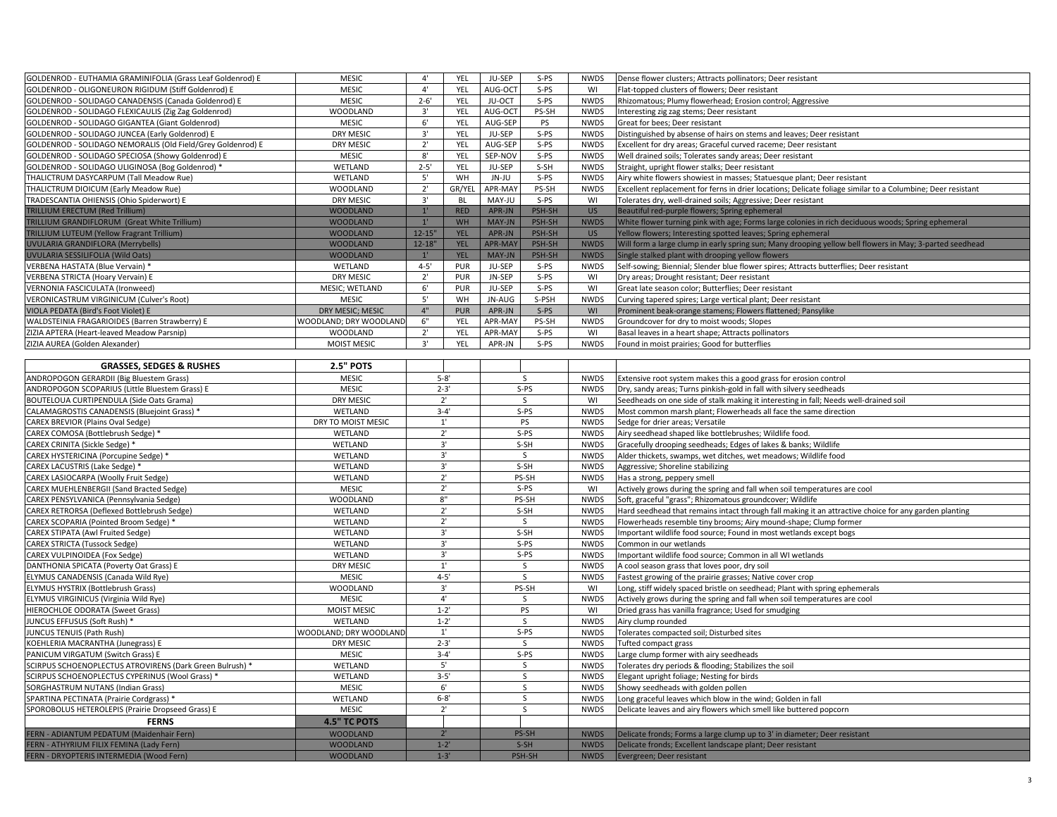| | | | | | | | |
|---|---|---|---|---|---|---|---|
| GOLDENROD - EUTHAMIA GRAMINIFOLIA (Grass Leaf Goldenrod) E | MESIC | 4' | YEL | JU-SEP | S-PS | NWDS | Dense flower clusters; Attracts pollinators; Deer resistant |
| GOLDENROD - OLIGONEURON RIGIDUM (Stiff Goldenrod) E | MESIC | 4' | YEL | AUG-OCT | S-PS | WI | Flat-topped clusters of flowers; Deer resistant |
| GOLDENROD - SOLIDAGO CANADENSIS (Canada Goldenrod) E | MESIC | 2-6' | YEL | JU-OCT | S-PS | NWDS | Rhizomatous; Plumy flowerhead; Erosion control; Aggressive |
| GOLDENROD - SOLIDAGO FLEXICAULIS (Zig Zag Goldenrod) | WOODLAND | 3' | YEL | AUG-OCT | PS-SH | NWDS | Interesting zig zag stems; Deer resistant |
| GOLDENROD - SOLIDAGO GIGANTEA (Giant Goldenrod) | MESIC | 6' | YEL | AUG-SEP | PS | NWDS | Great for bees; Deer resistant |
| GOLDENROD - SOLIDAGO JUNCEA (Early Goldenrod) E | DRY MESIC | 3' | YEL | JU-SEP | S-PS | NWDS | Distinguished by absense of hairs on stems and leaves; Deer resistant |
| GOLDENROD - SOLIDAGO NEMORALIS (Old Field/Grey Goldenrod) E | DRY MESIC | 2' | YEL | AUG-SEP | S-PS | NWDS | Excellent for dry areas; Graceful curved raceme; Deer resistant |
| GOLDENROD - SOLIDAGO SPECIOSA (Showy Goldenrod) E | MESIC | 8' | YEL | SEP-NOV | S-PS | NWDS | Well drained soils; Tolerates sandy areas; Deer resistant |
| GOLDENROD - SOLIDAGO ULIGINOSA (Bog Goldenrod) * | WETLAND | 2-5' | YEL | JU-SEP | S-SH | NWDS | Straight, upright flower stalks; Deer resistant |
| THALICTRUM DASYCARPUM (Tall Meadow Rue) | WETLAND | 5' | WH | JN-JU | S-PS | NWDS | Airy white flowers showiest in masses; Statuesque plant; Deer resistant |
| THALICTRUM DIOICUM (Early Meadow Rue) | WOODLAND | 2' | GR/YEL | APR-MAY | PS-SH | NWDS | Excellent replacement for ferns in drier locations; Delicate foliage similar to a Columbine; Deer resistant |
| TRADESCANTIA OHIENSIS (Ohio Spiderwort) E | DRY MESIC | 3' | BL | MAY-JU | S-PS | WI | Tolerates dry, well-drained soils; Aggressive; Deer resistant |
| TRILLIUM ERECTUM (Red Trillium) | WOODLAND | 1' | RED | APR-JN | PSH-SH | US | Beautiful red-purple flowers; Spring ephemeral |
| TRILLIUM GRANDIFLORUM (Great White Trillium) | WOODLAND | 1' | WH | MAY-JN | PSH-SH | NWDS | White flower turning pink with age; Forms large colonies in rich deciduous woods; Spring ephemeral |
| TRILLIUM LUTEUM (Yellow Fragrant Trillium) | WOODLAND | 12-15" | YEL | APR-JN | PSH-SH | US | Yellow flowers; Interesting spotted leaves; Spring ephemeral |
| UVULARIA GRANDIFLORA (Merrybells) | WOODLAND | 12-18" | YEL | APR-MAY | PSH-SH | NWDS | Will form a large clump in early spring sun; Many drooping yellow bell flowers in May; 3-parted seedhead |
| UVULARIA SESSILIFOLIA (Wild Oats) | WOODLAND | 1' | YEL | MAY-JN | PSH-SH | NWDS | Single stalked plant with drooping yellow flowers |
| VERBENA HASTATA (Blue Vervain) * | WETLAND | 4-5' | PUR | JU-SEP | S-PS | NWDS | Self-sowing; Biennial; Slender blue flower spires; Attracts butterflies; Deer resistant |
| VERBENA STRICTA (Hoary Vervain) E | DRY MESIC | 2' | PUR | JN-SEP | S-PS | WI | Dry areas; Drought resistant; Deer resistant |
| VERNONIA FASCICULATA (Ironweed) | MESIC; WETLAND | 6' | PUR | JU-SEP | S-PS | WI | Great late season color; Butterflies; Deer resistant |
| VERONICASTRUM VIRGINICUM (Culver's Root) | MESIC | 5' | WH | JN-AUG | S-PSH | NWDS | Curving tapered spires; Large vertical plant; Deer resistant |
| VIOLA PEDATA (Bird's Foot Violet) E | DRY MESIC; MESIC | 4" | PUR | APR-JN | S-PS | WI | Prominent beak-orange stamens; Flowers flattened; Pansylike |
| WALDSTEINIA FRAGARIOIDES (Barren Strawberry) E | WOODLAND; DRY WOODLAND | 6" | YEL | APR-MAY | PS-SH | NWDS | Groundcover for dry to moist woods; Slopes |
| ZIZIA APTERA (Heart-leaved Meadow Parsnip) | WOODLAND | 2' | YEL | APR-MAY | S-PS | WI | Basal leaves in a heart shape; Attracts pollinators |
| ZIZIA AUREA (Golden Alexander) | MOIST MESIC | 3' | YEL | APR-JN | S-PS | NWDS | Found in moist prairies; Good for butterflies |

| GRASSES, SEDGES & RUSHES | 2.5" POTS | | | | |
|---|---|---|---|---|---|
| ANDROPOGON GERARDII (Big Bluestem Grass) | MESIC | 5-8' | S | NWDS | Extensive root system makes this a good grass for erosion control |
| ANDROPOGON SCOPARIUS (Little Bluestem Grass) E | MESIC | 2-3' | S-PS | NWDS | Dry, sandy areas; Turns pinkish-gold in fall with silvery seedheads |
| BOUTELOUA CURTIPENDULA (Side Oats Grama) | DRY MESIC | 2' | S | WI | Seedheads on one side of stalk making it interesting in fall; Needs well-drained soil |
| CALAMAGROSTIS CANADENSIS (Bluejoint Grass) * | WETLAND | 3-4' | S-PS | NWDS | Most common marsh plant; Flowerheads all face the same direction |
| CAREX BREVIOR (Plains Oval Sedge) | DRY TO MOIST MESIC | 1' | PS | NWDS | Sedge for drier areas; Versatile |
| CAREX COMOSA (Bottlebrush Sedge) * | WETLAND | 2' | S-PS | NWDS | Airy seedhead shaped like bottlebrushes; Wildlife food. |
| CAREX CRINITA (Sickle Sedge) * | WETLAND | 3' | S-SH | NWDS | Gracefully drooping seedheads; Edges of lakes & banks; Wildlife |
| CAREX HYSTERICINA (Porcupine Sedge) * | WETLAND | 3' | S | NWDS | Alder thickets, swamps, wet ditches, wet meadows; Wildlife food |
| CAREX LACUSTRIS (Lake Sedge) * | WETLAND | 3' | S-SH | NWDS | Aggressive; Shoreline stabilizing |
| CAREX LASIOCARPA (Woolly Fruit Sedge) | WETLAND | 2' | PS-SH | NWDS | Has a strong, peppery smell |
| CAREX MUEHLENBERGII (Sand Bracted Sedge) | MESIC | 2' | S-PS | WI | Actively grows during the spring and fall when soil temperatures are cool |
| CAREX PENSYLVANICA (Pennsylvania Sedge) | WOODLAND | 8" | PS-SH | NWDS | Soft, graceful "grass"; Rhizomatous groundcover; Wildlife |
| CAREX RETRORSA (Deflexed Bottlebrush Sedge) | WETLAND | 2' | S-SH | NWDS | Hard seedhead that remains intact through fall making it an attractive choice for any garden planting |
| CAREX SCOPARIA (Pointed Broom Sedge) * | WETLAND | 2' | S | NWDS | Flowerheads resemble tiny brooms; Airy mound-shape; Clump former |
| CAREX STIPATA (Awl Fruited Sedge) | WETLAND | 3' | S-SH | NWDS | Important wildlife food source; Found in most wetlands except bogs |
| CAREX STRICTA (Tussock Sedge) | WETLAND | 3' | S-PS | NWDS | Common in our wetlands |
| CAREX VULPINOIDEA (Fox Sedge) | WETLAND | 3' | S-PS | NWDS | Important wildlife food source; Common in all WI wetlands |
| DANTHONIA SPICATA (Poverty Oat Grass) E | DRY MESIC | 1' | S | NWDS | A cool season grass that loves poor, dry soil |
| ELYMUS CANADENSIS (Canada Wild Rye) | MESIC | 4-5' | S | NWDS | Fastest growing of the prairie grasses; Native cover crop |
| ELYMUS HYSTRIX (Bottlebrush Grass) | WOODLAND | 3' | PS-SH | WI | Long, stiff widely spaced bristle on seedhead; Plant with spring ephemerals |
| ELYMUS VIRGINICUS (Virginia Wild Rye) | MESIC | 4' | S | NWDS | Actively grows during the spring and fall when soil temperatures are cool |
| HIEROCHLOE ODORATA (Sweet Grass) | MOIST MESIC | 1-2' | PS | WI | Dried grass has vanilla fragrance; Used for smudging |
| JUNCUS EFFUSUS (Soft Rush) * | WETLAND | 1-2' | S | NWDS | Airy clump rounded |
| JUNCUS TENUIS (Path Rush) | WOODLAND; DRY WOODLAND | 1' | S-PS | NWDS | Tolerates compacted soil; Disturbed sites |
| KOEHLERIA MACRANTHA (Junegrass) E | DRY MESIC | 2-3' | S | NWDS | Tufted compact grass |
| PANICUM VIRGATUM (Switch Grass) E | MESIC | 3-4' | S-PS | NWDS | Large clump former with airy seedheads |
| SCIRPUS SCHOENOPLECTUS ATROVIRENS (Dark Green Bulrush) * | WETLAND | 5' | S | NWDS | Tolerates dry periods & flooding; Stabilizes the soil |
| SCIRPUS SCHOENOPLECTUS CYPERINUS (Wool Grass) * | WETLAND | 3-5' | S | NWDS | Elegant upright foliage; Nesting for birds |
| SORGHASTRUM NUTANS (Indian Grass) | MESIC | 6' | S | NWDS | Showy seedheads with golden pollen |
| SPARTINA PECTINATA (Prairie Cordgrass) * | WETLAND | 6-8' | S | NWDS | Long graceful leaves which blow in the wind; Golden in fall |
| SPOROBOLUS HETEROLEPIS (Prairie Dropseed Grass) E | MESIC | 2' | S | NWDS | Delicate leaves and airy flowers which smell like buttered popcorn |
| **FERNS** | **4.5" TC POTS** | | | | |
| FERN - ADIANTUM PEDATUM (Maidenhair Fern) | WOODLAND | 2' | PS-SH | NWDS | Delicate fronds; Forms a large clump up to 3' in diameter; Deer resistant |
| FERN - ATHYRIUM FILIX FEMINA (Lady Fern) | WOODLAND | 1-2' | S-SH | NWDS | Delicate fronds; Excellent landscape plant; Deer resistant |
| FERN - DRYOPTERIS INTERMEDIA (Wood Fern) | WOODLAND | 1-3' | PSH-SH | NWDS | Evergreen; Deer resistant |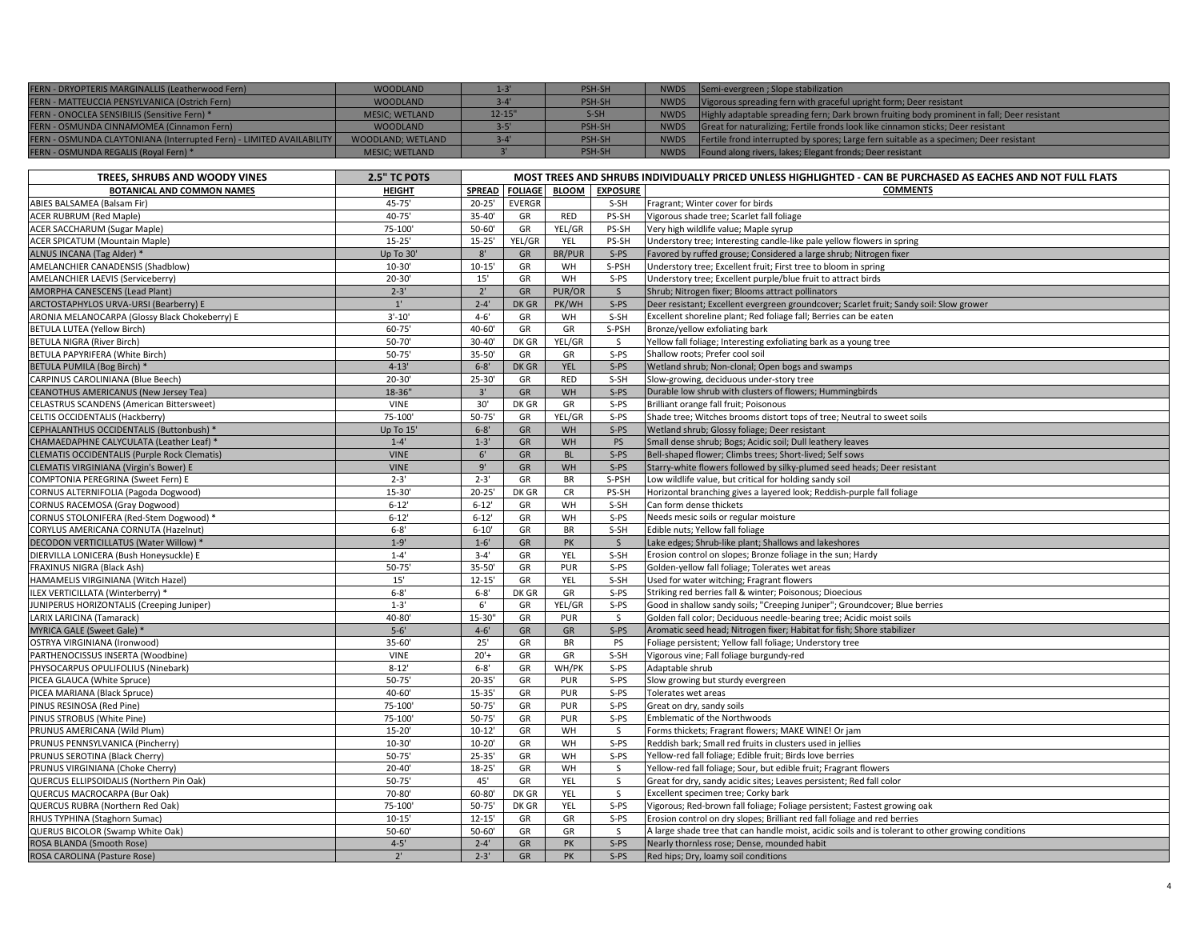| | | | | | |
|---|---|---|---|---|---|
| FERN - DRYOPTERIS MARGINALLIS (Leatherwood Fern) | WOODLAND | 1-3' | PSH-SH | NWDS | Semi-evergreen ; Slope stabilization |
| FERN - MATTEUCCIA PENSYLVANICA (Ostrich Fern) | WOODLAND | 3-4' | PSH-SH | NWDS | Vigorous spreading fern with graceful upright form; Deer resistant |
| FERN - ONOCLEA SENSIBILIS (Sensitive Fern) * | MESIC; WETLAND | 12-15" | S-SH | NWDS | Highly adaptable spreading fern; Dark brown fruiting body prominent in fall; Deer resistant |
| FERN - OSMUNDA CINNAMOMEA (Cinnamon Fern) | WOODLAND | 3-5' | PSH-SH | NWDS | Great for naturalizing; Fertile fronds look like cinnamon sticks; Deer resistant |
| FERN - OSMUNDA CLAYTONIANA (Interrupted Fern) - LIMITED AVAILABILITY | WOODLAND; WETLAND | 3-4' | PSH-SH | NWDS | Fertile frond interrupted by spores; Large fern suitable as a specimen; Deer resistant |
| FERN - OSMUNDA REGALIS (Royal Fern) * | MESIC; WETLAND | 3' | PSH-SH | NWDS | Found along rivers, lakes; Elegant fronds; Deer resistant |

| TREES, SHRUBS AND WOODY VINES | 2.5" TC POTS | MOST TREES AND SHRUBS INDIVIDUALLY PRICED UNLESS HIGHLIGHTED - CAN BE PURCHASED AS EACHES AND NOT FULL FLATS | | | | |
|---|---|---|---|---|---|---|
| **BOTANICAL AND COMMON NAMES** | **HEIGHT** | **SPREAD** | **FOLIAGE** | **BLOOM** | **EXPOSURE** | **COMMENTS** |
| ABIES BALSAMEA (Balsam Fir) | 45-75' | 20-25' | EVERGR | | S-SH | Fragrant; Winter cover for birds |
| ACER RUBRUM (Red Maple) | 40-75' | 35-40' | GR | RED | PS-SH | Vigorous shade tree; Scarlet fall foliage |
| ACER SACCHARUM (Sugar Maple) | 75-100' | 50-60' | GR | YEL/GR | PS-SH | Very high wildlife value; Maple syrup |
| ACER SPICATUM (Mountain Maple) | 15-25' | 15-25' | YEL/GR | YEL | PS-SH | Understory tree; Interesting candle-like pale yellow flowers in spring |
| ALNUS INCANA (Tag Alder) * | Up To 30' | 8' | GR | BR/PUR | S-PS | Favored by ruffed grouse; Considered a large shrub; Nitrogen fixer |
| AMELANCHIER CANADENSIS (Shadblow) | 10-30' | 10-15' | GR | WH | S-PSH | Understory tree; Excellent fruit; First tree to bloom in spring |
| AMELANCHIER LAEVIS (Serviceberry) | 20-30' | 15' | GR | WH | S-PS | Understory tree; Excellent purple/blue fruit to attract birds |
| AMORPHA CANESCENS (Lead Plant) | 2-3' | 2' | GR | PUR/OR | S | Shrub; Nitrogen fixer; Blooms attract pollinators |
| ARCTOSTAPHYLOS URVA-URSI (Bearberry) E | 1' | 2-4' | DK GR | PK/WH | S-PS | Deer resistant; Excellent evergreen groundcover; Scarlet fruit; Sandy soil: Slow grower |
| ARONIA MELANOCARPA (Glossy Black Chokeberry) E | 3'-10' | 4-6' | GR | WH | S-SH | Excellent shoreline plant; Red foliage fall; Berries can be eaten |
| BETULA LUTEA (Yellow Birch) | 60-75' | 40-60' | GR | GR | S-PSH | Bronze/yellow exfoliating bark |
| BETULA NIGRA (River Birch) | 50-70' | 30-40' | DK GR | YEL/GR | S | Yellow fall foliage; Interesting exfoliating bark as a young tree |
| BETULA PAPYRIFERA (White Birch) | 50-75' | 35-50' | GR | GR | S-PS | Shallow roots; Prefer cool soil |
| BETULA PUMILA (Bog Birch) * | 4-13' | 6-8' | DK GR | YEL | S-PS | Wetland shrub; Non-clonal; Open bogs and swamps |
| CARPINUS CAROLINIANA (Blue Beech) | 20-30' | 25-30' | GR | RED | S-SH | Slow-growing, deciduous under-story tree |
| CEANOTHUS AMERICANUS (New Jersey Tea) | 18-36" | 3' | GR | WH | S-PS | Durable low shrub with clusters of flowers; Hummingbirds |
| CELASTRUS SCANDENS (American Bittersweet) | VINE | 30' | DK GR | GR | S-PS | Brilliant orange fall fruit; Poisonous |
| CELTIS OCCIDENTALIS (Hackberry) | 75-100' | 50-75' | GR | YEL/GR | S-PS | Shade tree; Witches brooms distort tops of tree; Neutral to sweet soils |
| CEPHALANTHUS OCCIDENTALIS (Buttonbush) * | Up To 15' | 6-8' | GR | WH | S-PS | Wetland shrub; Glossy foliage; Deer resistant |
| CHAMAEDAPHNE CALYCULATA (Leather Leaf) * | 1-4' | 1-3' | GR | WH | PS | Small dense shrub; Bogs; Acidic soil; Dull leathery leaves |
| CLEMATIS OCCIDENTALIS (Purple Rock Clematis) | VINE | 6' | GR | BL | S-PS | Bell-shaped flower; Climbs trees; Short-lived; Self sows |
| CLEMATIS VIRGINIANA (Virgin's Bower) E | VINE | 9' | GR | WH | S-PS | Starry-white flowers followed by silky-plumed seed heads; Deer resistant |
| COMPTONIA PEREGRINA (Sweet Fern) E | 2-3' | 2-3' | GR | BR | S-PSH | Low wildlife value, but critical for holding sandy soil |
| CORNUS ALTERNIFOLIA (Pagoda Dogwood) | 15-30' | 20-25' | DK GR | CR | PS-SH | Horizontal branching gives a layered look; Reddish-purple fall foliage |
| CORNUS RACEMOSA (Gray Dogwood) | 6-12' | 6-12' | GR | WH | S-SH | Can form dense thickets |
| CORNUS STOLONIFERA (Red-Stem Dogwood) * | 6-12' | 6-12' | GR | WH | S-PS | Needs mesic soils or regular moisture |
| CORYLUS AMERICANA CORNUTA (Hazelnut) | 6-8' | 6-10' | GR | BR | S-SH | Edible nuts; Yellow fall foliage |
| DECODON VERTICILLATUS (Water Willow) * | 1-9' | 1-6' | GR | PK | S | Lake edges; Shrub-like plant; Shallows and lakeshores |
| DIERVILLA LONICERA (Bush Honeysuckle) E | 1-4' | 3-4' | GR | YEL | S-SH | Erosion control on slopes; Bronze foliage in the sun; Hardy |
| FRAXINUS NIGRA (Black Ash) | 50-75' | 35-50' | GR | PUR | S-PS | Golden-yellow fall foliage; Tolerates wet areas |
| HAMAMELIS VIRGINIANA (Witch Hazel) | 15' | 12-15' | GR | YEL | S-SH | Used for water witching; Fragrant flowers |
| ILEX VERTICILLATA (Winterberry) * | 6-8' | 6-8' | DK GR | GR | S-PS | Striking red berries fall & winter; Poisonous; Dioecious |
| JUNIPERUS HORIZONTALIS (Creeping Juniper) | 1-3' | 6' | GR | YEL/GR | S-PS | Good in shallow sandy soils; "Creeping Juniper"; Groundcover; Blue berries |
| LARIX LARICINA (Tamarack) | 40-80' | 15-30" | GR | PUR | S | Golden fall color; Deciduous needle-bearing tree; Acidic moist soils |
| MYRICA GALE (Sweet Gale) * | 5-6' | 4-6' | GR | GR | S-PS | Aromatic seed head; Nitrogen fixer; Habitat for fish; Shore stabilizer |
| OSTRYA VIRGINIANA (Ironwood) | 35-60' | 25' | GR | BR | PS | Foliage persistent; Yellow fall foliage; Understory tree |
| PARTHENOCISSUS INSERTA (Woodbine) | VINE | 20'+ | GR | GR | S-SH | Vigorous vine; Fall foliage burgundy-red |
| PHYSOCARPUS OPULIFOLIUS (Ninebark) | 8-12' | 6-8' | GR | WH/PK | S-PS | Adaptable shrub |
| PICEA GLAUCA (White Spruce) | 50-75' | 20-35' | GR | PUR | S-PS | Slow growing but sturdy evergreen |
| PICEA MARIANA (Black Spruce) | 40-60' | 15-35' | GR | PUR | S-PS | Tolerates wet areas |
| PINUS RESINOSA (Red Pine) | 75-100' | 50-75' | GR | PUR | S-PS | Great on dry, sandy soils |
| PINUS STROBUS (White Pine) | 75-100' | 50-75' | GR | PUR | S-PS | Emblematic of the Northwoods |
| PRUNUS AMERICANA (Wild Plum) | 15-20' | 10-12' | GR | WH | S | Forms thickets; Fragrant flowers; MAKE WINE! Or jam |
| PRUNUS PENNSYLVANICA (Pincherry) | 10-30' | 10-20' | GR | WH | S-PS | Reddish bark; Small red fruits in clusters used in jellies |
| PRUNUS SEROTINA (Black Cherry) | 50-75' | 25-35' | GR | WH | S-PS | Yellow-red fall foliage; Edible fruit; Birds love berries |
| PRUNUS VIRGINIANA (Choke Cherry) | 20-40' | 18-25' | GR | WH | S | Yellow-red fall foliage; Sour, but edible fruit; Fragrant flowers |
| QUERCUS ELLIPSOIDALIS (Northern Pin Oak) | 50-75' | 45' | GR | YEL | S | Great for dry, sandy acidic sites; Leaves persistent; Red fall color |
| QUERCUS MACROCARPA (Bur Oak) | 70-80' | 60-80' | DK GR | YEL | S | Excellent specimen tree; Corky bark |
| QUERCUS RUBRA (Northern Red Oak) | 75-100' | 50-75' | DK GR | YEL | S-PS | Vigorous; Red-brown fall foliage; Foliage persistent; Fastest growing oak |
| RHUS TYPHINA (Staghorn Sumac) | 10-15' | 12-15' | GR | GR | S-PS | Erosion control on dry slopes; Brilliant red fall foliage and red berries |
| QUERUS BICOLOR (Swamp White Oak) | 50-60' | 50-60' | GR | GR | S | A large shade tree that can handle moist, acidic soils and is tolerant to other growing conditions |
| ROSA BLANDA (Smooth Rose) | 4-5' | 2-4' | GR | PK | S-PS | Nearly thornless rose; Dense, mounded habit |
| ROSA CAROLINA (Pasture Rose) | 2' | 2-3' | GR | PK | S-PS | Red hips; Dry, loamy soil conditions |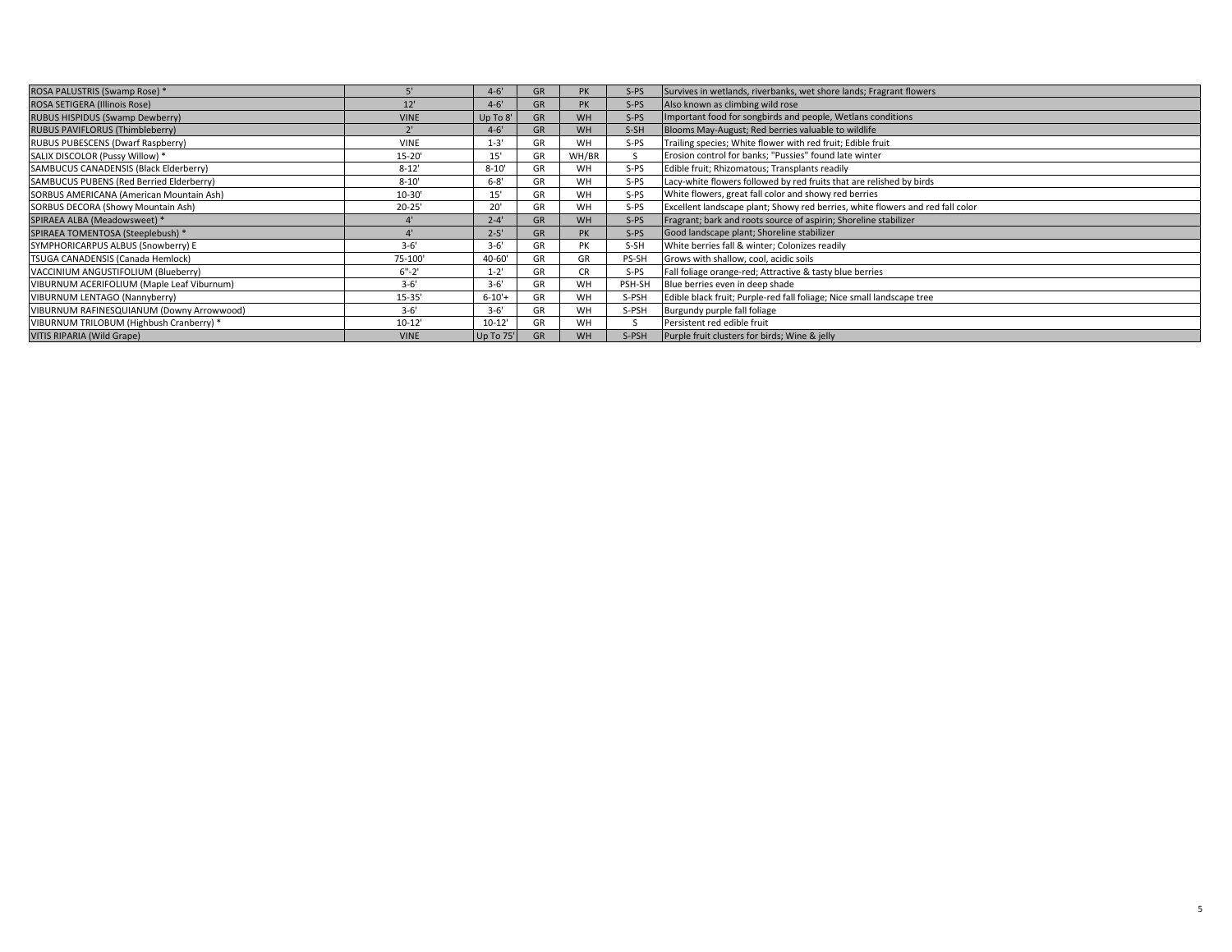| | | | | | | |
|---|---|---|---|---|---|---|
| ROSA PALUSTRIS (Swamp Rose) * | 5' | 4-6' | GR | PK | S-PS | Survives in wetlands, riverbanks, wet shore lands; Fragrant flowers |
| ROSA SETIGERA (Illinois Rose) | 12' | 4-6' | GR | PK | S-PS | Also known as climbing wild rose |
| RUBUS HISPIDUS (Swamp Dewberry) | VINE | Up To 8' | GR | WH | S-PS | Important food for songbirds and people, Wetlans conditions |
| RUBUS PAVIFLORUS (Thimbleberry) | 2' | 4-6' | GR | WH | S-SH | Blooms May-August; Red berries valuable to wildlife |
| RUBUS PUBESCENS (Dwarf Raspberry) | VINE | 1-3' | GR | WH | S-PS | Trailing species; White flower with red fruit; Edible fruit |
| SALIX DISCOLOR (Pussy Willow) * | 15-20' | 15' | GR | WH/BR | S | Erosion control for banks; "Pussies" found late winter |
| SAMBUCUS CANADENSIS (Black Elderberry) | 8-12' | 8-10' | GR | WH | S-PS | Edible fruit; Rhizomatous; Transplants readily |
| SAMBUCUS PUBENS (Red Berried Elderberry) | 8-10' | 6-8' | GR | WH | S-PS | Lacy-white flowers followed by red fruits that are relished by birds |
| SORBUS AMERICANA (American Mountain Ash) | 10-30' | 15' | GR | WH | S-PS | White flowers, great fall color and showy red berries |
| SORBUS DECORA (Showy Mountain Ash) | 20-25' | 20' | GR | WH | S-PS | Excellent landscape plant; Showy red berries, white flowers and red fall color |
| SPIRAEA ALBA (Meadowsweet) * | 4' | 2-4' | GR | WH | S-PS | Fragrant; bark and roots source of aspirin; Shoreline stabilizer |
| SPIRAEA TOMENTOSA (Steeplebush) * | 4' | 2-5' | GR | PK | S-PS | Good landscape plant; Shoreline stabilizer |
| SYMPHORICARPUS ALBUS (Snowberry) E | 3-6' | 3-6' | GR | PK | S-SH | White berries fall & winter; Colonizes readily |
| TSUGA CANADENSIS (Canada Hemlock) | 75-100' | 40-60' | GR | GR | PS-SH | Grows with shallow, cool, acidic soils |
| VACCINIUM ANGUSTIFOLIUM (Blueberry) | 6"-2' | 1-2' | GR | CR | S-PS | Fall foliage orange-red; Attractive & tasty blue berries |
| VIBURNUM ACERIFOLIUM (Maple Leaf Viburnum) | 3-6' | 3-6' | GR | WH | PSH-SH | Blue berries even in deep shade |
| VIBURNUM LENTAGO (Nannyberry) | 15-35' | 6-10'+ | GR | WH | S-PSH | Edible black fruit; Purple-red fall foliage; Nice small landscape tree |
| VIBURNUM RAFINESQUIANUM (Downy Arrowwood) | 3-6' | 3-6' | GR | WH | S-PSH | Burgundy purple fall foliage |
| VIBURNUM TRILOBUM (Highbush Cranberry) * | 10-12' | 10-12' | GR | WH | S | Persistent red edible fruit |
| VITIS RIPARIA (Wild Grape) | VINE | Up To 75' | GR | WH | S-PSH | Purple fruit clusters for birds; Wine & jelly |